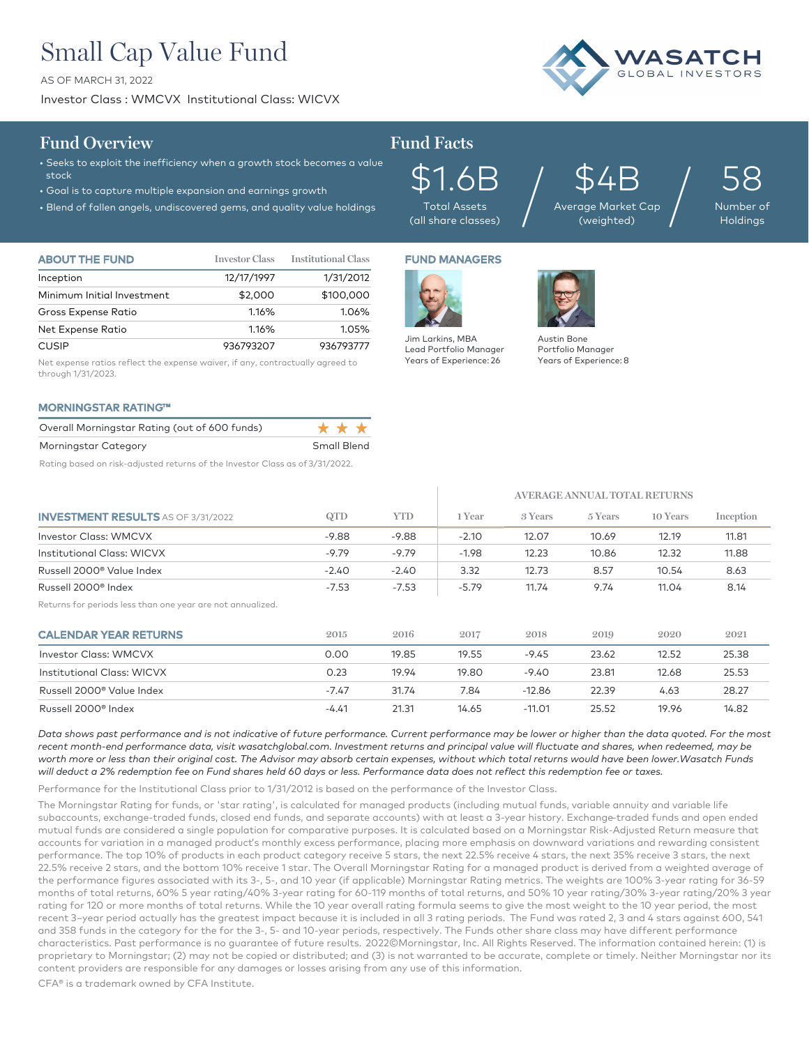# Small Cap Value Fund

AS OF MARCH 31, 2022

Investor Class : WMCVX Institutional Class: WICVX

WASATCH GLOBAL INVESTORS

## Fund Overview

- Seeks to exploit the inefficiency when a growth stock becomes a value stock
- Goal is to capture multiple expansion and earnings growth
- Blend of fallen angels, undiscovered gems, and quality value holdings

## Fund Facts

| $1.6B | $4B | 58 |
|---|---|---|
| Total Assets (all share classes) | Average Market Cap (weighted) | Number of Holdings |

### ABOUT THE FUND

| | Investor Class | Institutional Class |
|---|---|---|
| Inception | 12/17/1997 | 1/31/2012 |
| Minimum Initial Investment | $2,000 | $100,000 |
| Gross Expense Ratio | 1.16% | 1.06% |
| Net Expense Ratio | 1.16% | 1.05% |
| CUSIP | 936793207 | 936793777 |

Net expense ratios reflect the expense waiver, if any, contractually agreed to through 1/31/2023.

### FUND MANAGERS

Jim Larkins, MBA
Lead Portfolio Manager
Years of Experience: 26

Austin Bone
Portfolio Manager
Years of Experience: 8

### MORNINGSTAR RATING™

| | |
|---|---|
| Overall Morningstar Rating (out of 600 funds) | ★★★ |
| Morningstar Category | Small Blend |

Rating based on risk-adjusted returns of the Investor Class as of 3/31/2022.

### INVESTMENT RESULTS AS OF 3/31/2022

| | QTD | YTD | AVERAGE ANNUAL TOTAL RETURNS | | | | |
|---|---|---|---|---|---|---|---|
| | | | 1 Year | 3 Years | 5 Years | 10 Years | Inception |
| Investor Class: WMCVX | -9.88 | -9.88 | -2.10 | 12.07 | 10.69 | 12.19 | 11.81 |
| Institutional Class: WICVX | -9.79 | -9.79 | -1.98 | 12.23 | 10.86 | 12.32 | 11.88 |
| Russell 2000® Value Index | -2.40 | -2.40 | 3.32 | 12.73 | 8.57 | 10.54 | 8.63 |
| Russell 2000® Index | -7.53 | -7.53 | -5.79 | 11.74 | 9.74 | 11.04 | 8.14 |

Returns for periods less than one year are not annualized.

### CALENDAR YEAR RETURNS

| | 2015 | 2016 | 2017 | 2018 | 2019 | 2020 | 2021 |
|---|---|---|---|---|---|---|---|
| Investor Class: WMCVX | 0.00 | 19.85 | 19.55 | -9.45 | 23.62 | 12.52 | 25.38 |
| Institutional Class: WICVX | 0.23 | 19.94 | 19.80 | -9.40 | 23.81 | 12.68 | 25.53 |
| Russell 2000® Value Index | -7.47 | 31.74 | 7.84 | -12.86 | 22.39 | 4.63 | 28.27 |
| Russell 2000® Index | -4.41 | 21.31 | 14.65 | -11.01 | 25.52 | 19.96 | 14.82 |

*Data shows past performance and is not indicative of future performance. Current performance may be lower or higher than the data quoted. For the most recent month-end performance data, visit wasatchglobal.com. Investment returns and principal value will fluctuate and shares, when redeemed, may be worth more or less than their original cost. The Advisor may absorb certain expenses, without which total returns would have been lower.Wasatch Funds will deduct a 2% redemption fee on Fund shares held 60 days or less. Performance data does not reflect this redemption fee or taxes.*

Performance for the Institutional Class prior to 1/31/2012 is based on the performance of the Investor Class.

The Morningstar Rating for funds, or 'star rating', is calculated for managed products (including mutual funds, variable annuity and variable life subaccounts, exchange-traded funds, closed end funds, and separate accounts) with at least a 3-year history. Exchange-traded funds and open ended mutual funds are considered a single population for comparative purposes. It is calculated based on a Morningstar Risk-Adjusted Return measure that accounts for variation in a managed product's monthly excess performance, placing more emphasis on downward variations and rewarding consistent performance. The top 10% of products in each product category receive 5 stars, the next 22.5% receive 4 stars, the next 35% receive 3 stars, the next 22.5% receive 2 stars, and the bottom 10% receive 1 star. The Overall Morningstar Rating for a managed product is derived from a weighted average of the performance figures associated with its 3-, 5-, and 10 year (if applicable) Morningstar Rating metrics. The weights are 100% 3-year rating for 36-59 months of total returns, 60% 5 year rating/40% 3-year rating for 60-119 months of total returns, and 50% 10 year rating/30% 3-year rating/20% 3 year rating for 120 or more months of total returns. While the 10 year overall rating formula seems to give the most weight to the 10 year period, the most recent 3–year period actually has the greatest impact because it is included in all 3 rating periods. The Fund was rated 2, 3 and 4 stars against 600, 541 and 358 funds in the category for the for the 3-, 5- and 10-year periods, respectively. The Funds other share class may have different performance characteristics. Past performance is no guarantee of future results. 2022©Morningstar, Inc. All Rights Reserved. The information contained herein: (1) is proprietary to Morningstar; (2) may not be copied or distributed; and (3) is not warranted to be accurate, complete or timely. Neither Morningstar nor its content providers are responsible for any damages or losses arising from any use of this information.

CFA® is a trademark owned by CFA Institute.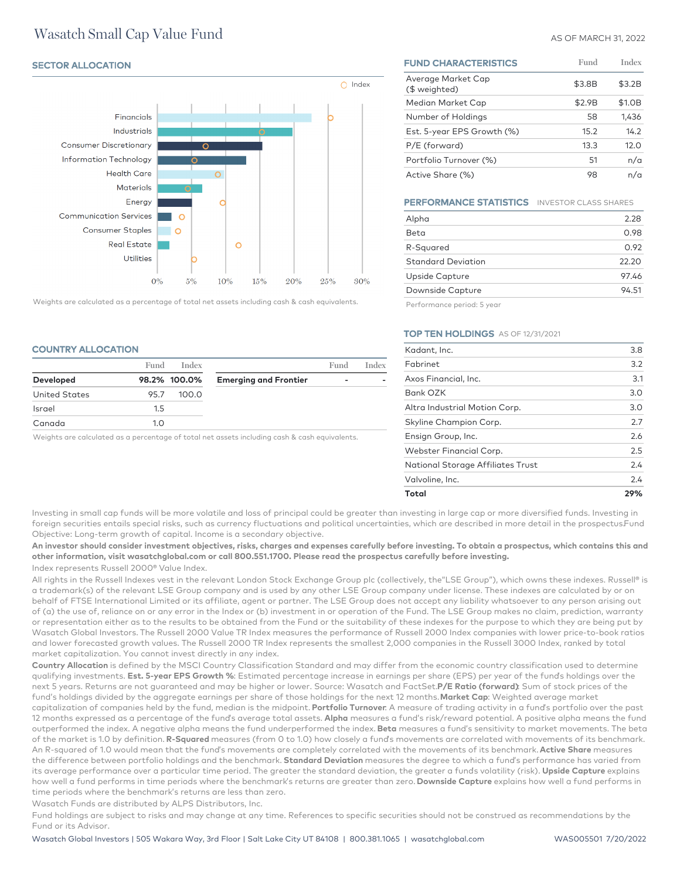# Wasatch Small Cap Value Fund

AS OF MARCH 31, 2022

## SECTOR ALLOCATION

Index

Financials
Industrials
Consumer Discretionary
Information Technology
Health Care
Materials
Energy
Communication Services
Consumer Staples
Real Estate
Utilities

0% 5% 10% 15% 20% 25% 30%

Weights are calculated as a percentage of total net assets including cash & cash equivalents.

## FUND CHARACTERISTICS

| | Fund | Index |
|---|---|---|
| Average Market Cap ($ weighted) | $3.8B | $3.2B |
| Median Market Cap | $2.9B | $1.0B |
| Number of Holdings | 58 | 1,436 |
| Est. 5-year EPS Growth (%) | 15.2 | 14.2 |
| P/E (forward) | 13.3 | 12.0 |
| Portfolio Turnover (%) | 51 | n/a |
| Active Share (%) | 98 | n/a |

## PERFORMANCE STATISTICS INVESTOR CLASS SHARES

| | |
|---|---|
| Alpha | 2.28 |
| Beta | 0.98 |
| R-Squared | 0.92 |
| Standard Deviation | 22.20 |
| Upside Capture | 97.46 |
| Downside Capture | 94.51 |

Performance period: 5 year

## COUNTRY ALLOCATION

| | Fund | Index | | Fund | Index |
|---|---|---|---|---|---|
| **Developed** | **98.2%** | **100.0%** | **Emerging and Frontier** | **-** | **-** |
| United States | 95.7 | 100.0 | | | |
| Israel | 1.5 | | | | |
| Canada | 1.0 | | | | |

Weights are calculated as a percentage of total net assets including cash & cash equivalents.

## TOP TEN HOLDINGS AS OF 12/31/2021

| | |
|---|---|
| Kadant, Inc. | 3.8 |
| Fabrinet | 3.2 |
| Axos Financial, Inc. | 3.1 |
| Bank OZK | 3.0 |
| Altra Industrial Motion Corp. | 3.0 |
| Skyline Champion Corp. | 2.7 |
| Ensign Group, Inc. | 2.6 |
| Webster Financial Corp. | 2.5 |
| National Storage Affiliates Trust | 2.4 |
| Valvoline, Inc. | 2.4 |
| **Total** | **29%** |

Investing in small cap funds will be more volatile and loss of principal could be greater than investing in large cap or more diversified funds. Investing in foreign securities entails special risks, such as currency fluctuations and political uncertainties, which are described in more detail in the prospectus.Fund Objective: Long-term growth of capital. Income is a secondary objective.

**An investor should consider investment objectives, risks, charges and expenses carefully before investing. To obtain a prospectus, which contains this and other information, visit wasatchglobal.com or call 800.551.1700. Please read the prospectus carefully before investing.**

Index represents Russell 2000® Value Index.

All rights in the Russell Indexes vest in the relevant London Stock Exchange Group plc (collectively, the"LSE Group"), which owns these indexes. Russell® is a trademark(s) of the relevant LSE Group company and is used by any other LSE Group company under license. These indexes are calculated by or on behalf of FTSE International Limited or its affiliate, agent or partner. The LSE Group does not accept any liability whatsoever to any person arising out of (a) the use of, reliance on or any error in the Index or (b) investment in or operation of the Fund. The LSE Group makes no claim, prediction, warranty or representation either as to the results to be obtained from the Fund or the suitability of these indexes for the purpose to which they are being put by Wasatch Global Investors. The Russell 2000 Value TR Index measures the performance of Russell 2000 Index companies with lower price-to-book ratios and lower forecasted growth values. The Russell 2000 TR Index represents the smallest 2,000 companies in the Russell 3000 Index, ranked by total market capitalization. You cannot invest directly in any index.

**Country Allocation** is defined by the MSCI Country Classification Standard and may differ from the economic country classification used to determine qualifying investments. **Est. 5-year EPS Growth %**: Estimated percentage increase in earnings per share (EPS) per year of the fund's holdings over the next 5 years. Returns are not guaranteed and may be higher or lower. Source: Wasatch and FactSet.**P/E Ratio (forward)**: Sum of stock prices of the fund's holdings divided by the aggregate earnings per share of those holdings for the next 12 months.**Market Cap**: Weighted average market capitalization of companies held by the fund, median is the midpoint. **Portfolio Turnover**: A measure of trading activity in a fund's portfolio over the past 12 months expressed as a percentage of the fund's average total assets. **Alpha** measures a fund's risk/reward potential. A positive alpha means the fund outperformed the index. A negative alpha means the fund underperformed the index. **Beta** measures a fund's sensitivity to market movements. The beta of the market is 1.0 by definition. **R-Squared** measures (from 0 to 1.0) how closely a fund's movements are correlated with movements of its benchmark. An R-squared of 1.0 would mean that the fund's movements are completely correlated with the movements of its benchmark. **Active Share** measures the difference between portfolio holdings and the benchmark. **Standard Deviation** measures the degree to which a fund's performance has varied from its average performance over a particular time period. The greater the standard deviation, the greater a funds volatility (risk). **Upside Capture** explains how well a fund performs in time periods where the benchmark's returns are greater than zero. **Downside Capture** explains how well a fund performs in time periods where the benchmark's returns are less than zero.

Wasatch Funds are distributed by ALPS Distributors, Inc.

Fund holdings are subject to risks and may change at any time. References to specific securities should not be construed as recommendations by the Fund or its Advisor.

Wasatch Global Investors | 505 Wakara Way, 3rd Floor | Salt Lake City UT 84108 | 800.381.1065 | wasatchglobal.com WAS005501 7/20/2022